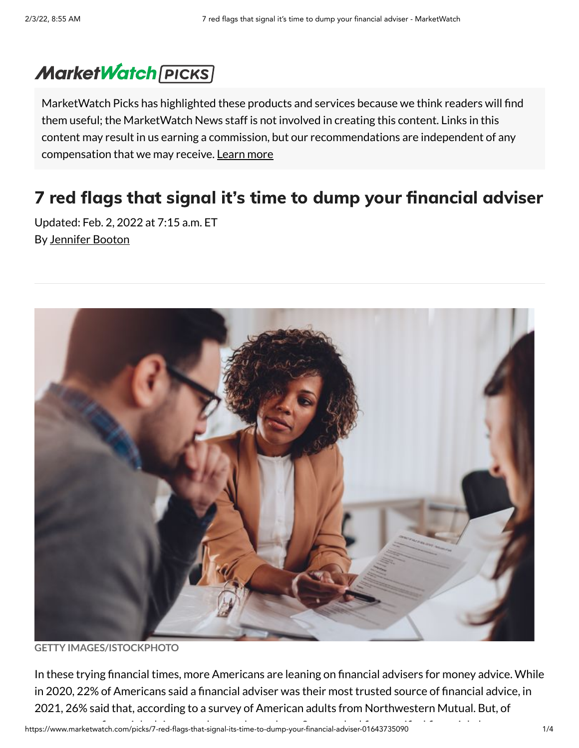MarketWatch PICKS

MarketWatch Picks has highlighted these products and services because we think readers will find them useful; the MarketWatch News staff is not involved in creating this content. Links in this content may result in us earning a commission, but our recommendations are independent of any compensation that we may receive. Learn more

# 7 red flags that signal it's time to dump your financial adviser

Updated: Feb. 2, 2022 at 7:15 a.m. ET

By Jennifer Booton

GETTY IMAGES/ISTOCKPHOTO

In these trying financial times, more Americans are leaning on financial advisers for money advice. While in 2020, 22% of Americans said a financial adviser was their most trusted source of financial advice, in 2021, 26% said that, according to a survey of American adults from Northwestern Mutual. But, of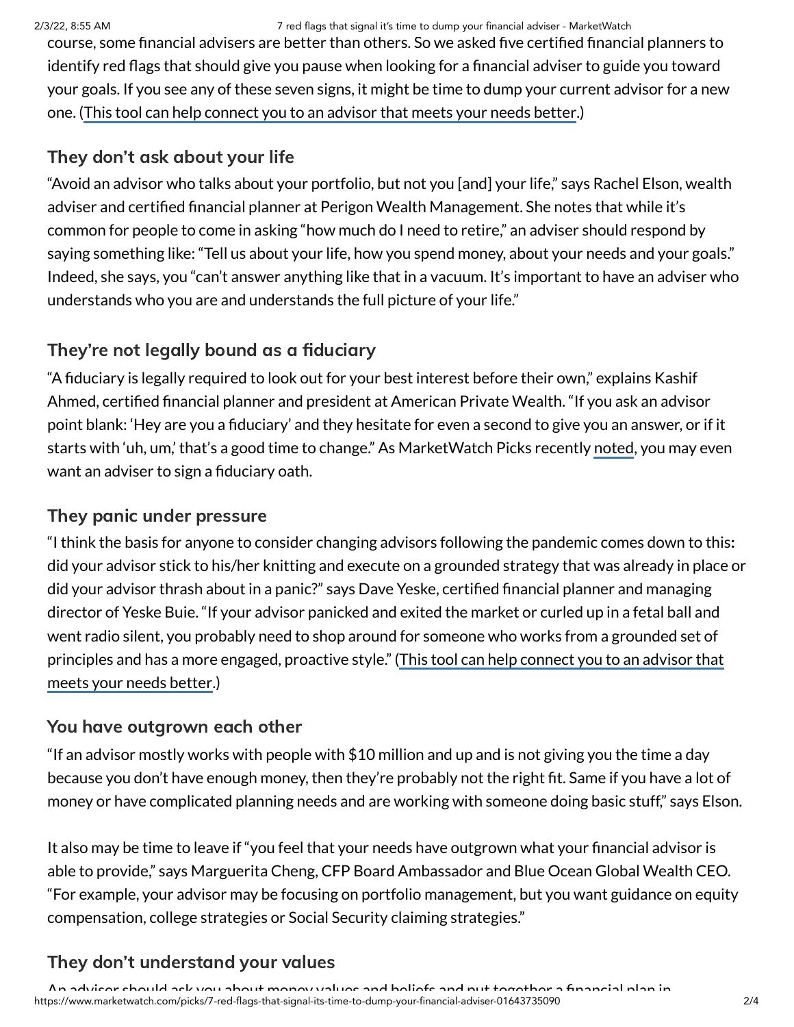course, some financial advisers are better than others. So we asked five certified financial planners to identify red flags that should give you pause when looking for a financial adviser to guide you toward your goals. If you see any of these seven signs, it might be time to dump your current advisor for a new one. (This tool can help connect you to an advisor that meets your needs better.)

## They don't ask about your life

"Avoid an advisor who talks about your portfolio, but not you [and] your life," says Rachel Elson, wealth adviser and certified financial planner at Perigon Wealth Management. She notes that while it's common for people to come in asking "how much do I need to retire," an adviser should respond by saying something like: "Tell us about your life, how you spend money, about your needs and your goals." Indeed, she says, you "can't answer anything like that in a vacuum. It's important to have an adviser who understands who you are and understands the full picture of your life."

## They're not legally bound as a fiduciary

"A fiduciary is legally required to look out for your best interest before their own," explains Kashif Ahmed, certified financial planner and president at American Private Wealth. "If you ask an advisor point blank: 'Hey are you a fiduciary' and they hesitate for even a second to give you an answer, or if it starts with 'uh, um,' that's a good time to change." As MarketWatch Picks recently noted, you may even want an adviser to sign a fiduciary oath.

## They panic under pressure

"I think the basis for anyone to consider changing advisors following the pandemic comes down to this: did your advisor stick to his/her knitting and execute on a grounded strategy that was already in place or did your advisor thrash about in a panic?" says Dave Yeske, certified financial planner and managing director of Yeske Buie. "If your advisor panicked and exited the market or curled up in a fetal ball and went radio silent, you probably need to shop around for someone who works from a grounded set of principles and has a more engaged, proactive style." (This tool can help connect you to an advisor that meets your needs better.)

## You have outgrown each other

"If an advisor mostly works with people with $10 million and up and is not giving you the time a day because you don't have enough money, then they're probably not the right fit. Same if you have a lot of money or have complicated planning needs and are working with someone doing basic stuff," says Elson.

It also may be time to leave if "you feel that your needs have outgrown what your financial advisor is able to provide," says Marguerita Cheng, CFP Board Ambassador and Blue Ocean Global Wealth CEO. "For example, your advisor may be focusing on portfolio management, but you want guidance on equity compensation, college strategies or Social Security claiming strategies."

## They don't understand your values

An advisor should ask you about money values and beliefs and put together a financial plan in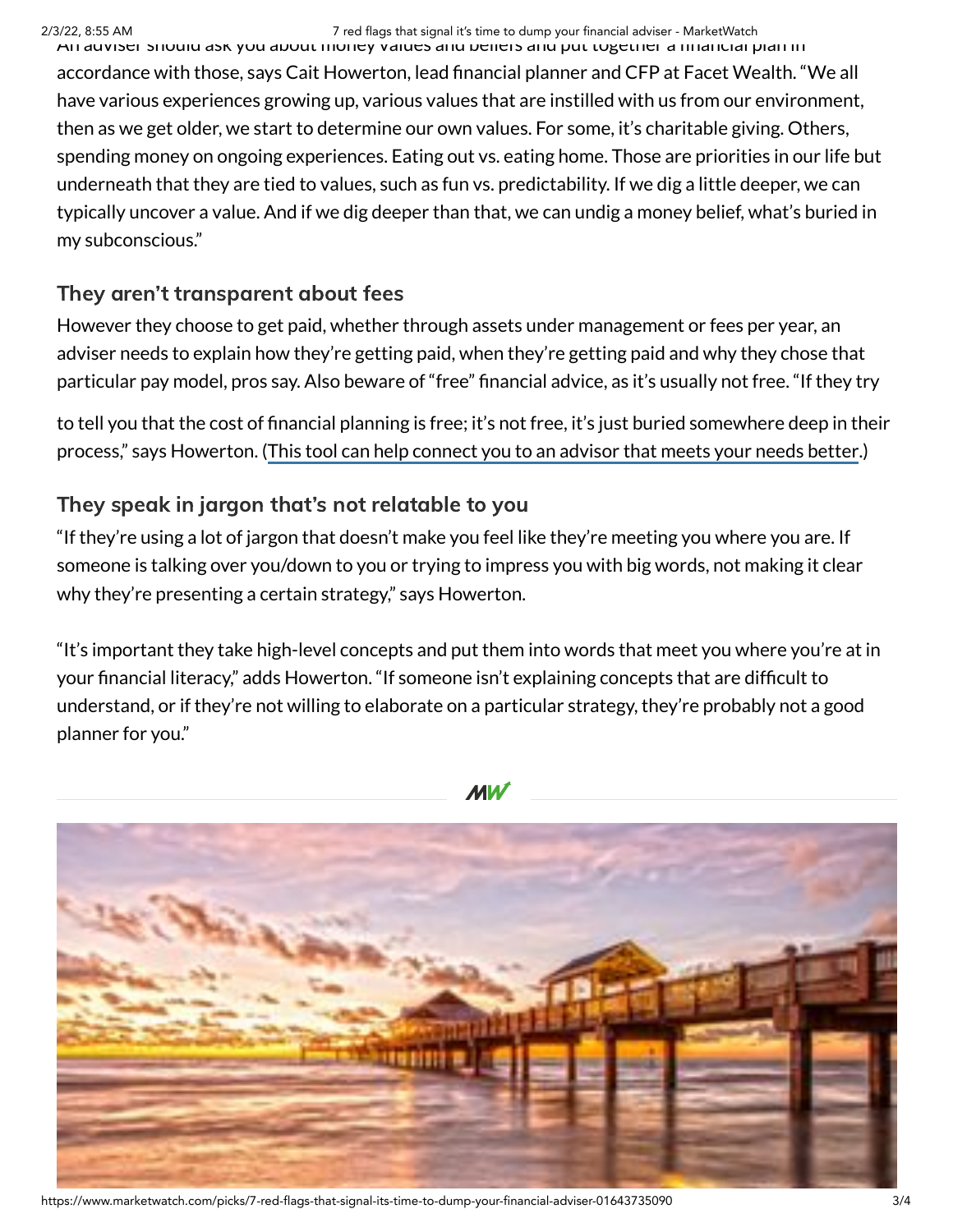An adviser should ask you about money values and beliefs and put together a financial plan in accordance with those, says Cait Howerton, lead financial planner and CFP at Facet Wealth. "We all have various experiences growing up, various values that are instilled with us from our environment, then as we get older, we start to determine our own values. For some, it's charitable giving. Others, spending money on ongoing experiences. Eating out vs. eating home. Those are priorities in our life but underneath that they are tied to values, such as fun vs. predictability. If we dig a little deeper, we can typically uncover a value. And if we dig deeper than that, we can undig a money belief, what's buried in my subconscious."

### They aren't transparent about fees

However they choose to get paid, whether through assets under management or fees per year, an adviser needs to explain how they're getting paid, when they're getting paid and why they chose that particular pay model, pros say. Also beware of "free" financial advice, as it's usually not free. "If they try to tell you that the cost of financial planning is free; it's not free, it's just buried somewhere deep in their process," says Howerton. (This tool can help connect you to an advisor that meets your needs better.)

### They speak in jargon that's not relatable to you

"If they're using a lot of jargon that doesn't make you feel like they're meeting you where you are. If someone is talking over you/down to you or trying to impress you with big words, not making it clear why they're presenting a certain strategy," says Howerton.

"It's important they take high-level concepts and put them into words that meet you where you're at in your financial literacy," adds Howerton. "If someone isn't explaining concepts that are difficult to understand, or if they're not willing to elaborate on a particular strategy, they're probably not a good planner for you."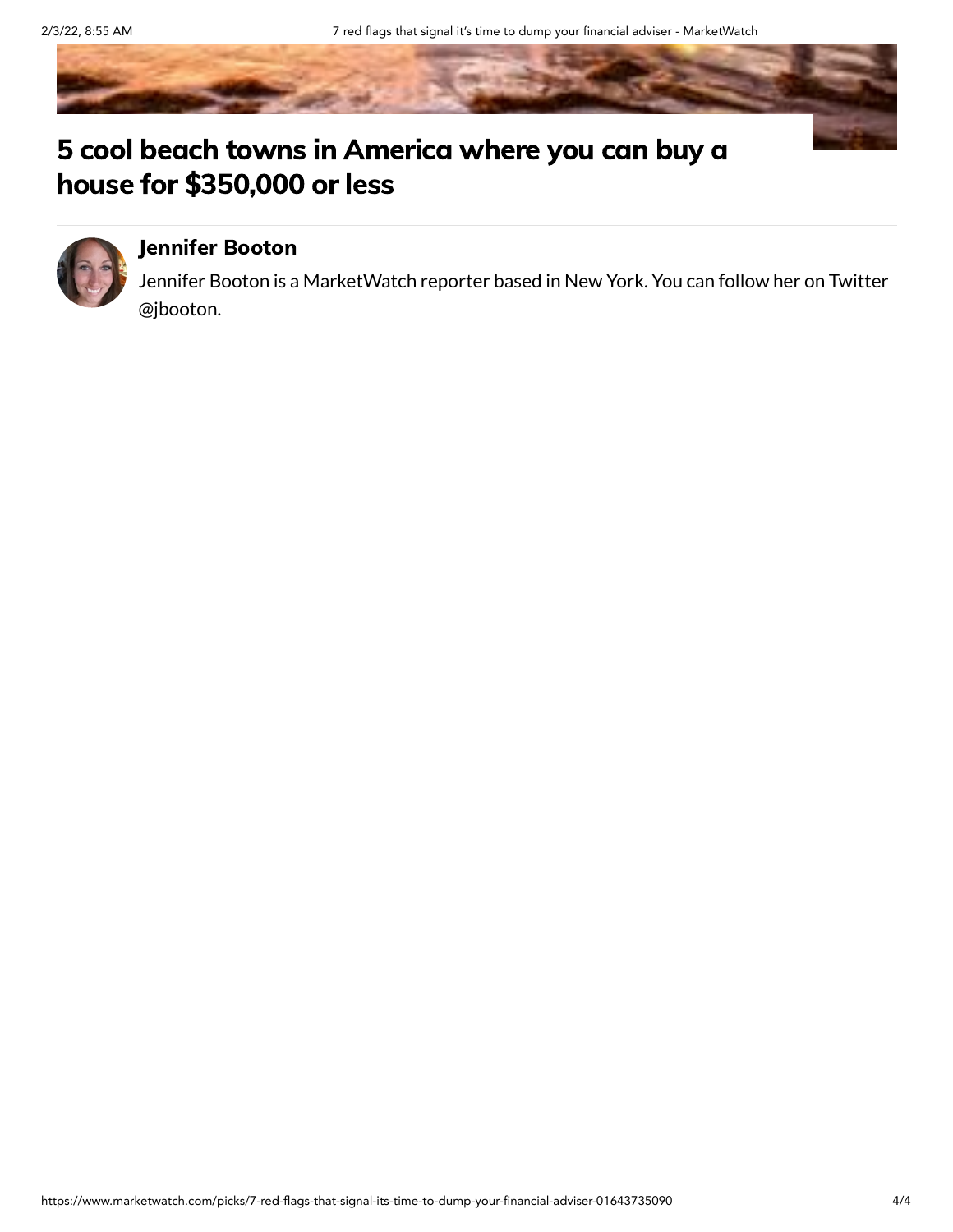## 5 cool beach towns in America where you can buy a house for $350,000 or less

---

**Jennifer Booton**

Jennifer Booton is a MarketWatch reporter based in New York. You can follow her on Twitter @jbooton.